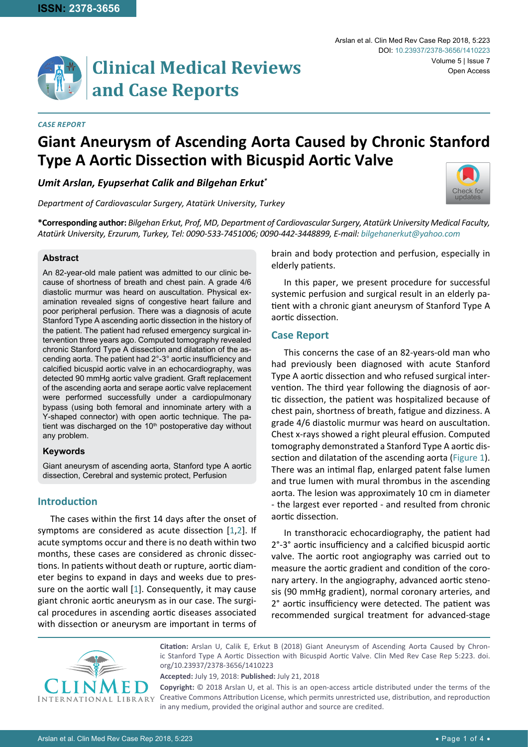ISSN: 2378-3656

# Clinical Medical Reviews and Case Reports

Arslan et al. Clin Med Rev Case Rep 2018, 5:223

DOI: 10.23937/2378-3656/1410223

Volume 5 | Issue 7

Open Access

*CASE REPORT*

# Giant Aneurysm of Ascending Aorta Caused by Chronic Stanford Type A Aortic Dissection with Bicuspid Aortic Valve

***Umit Arslan, Eyupserhat Calik and Bilgehan Erkut****

*Department of Cardiovascular Surgery, Atatürk University, Turkey*

**\*Corresponding author:** *Bilgehan Erkut, Prof, MD, Department of Cardiovascular Surgery, Atatürk University Medical Faculty, Atatürk University, Erzurum, Turkey, Tel: 0090-533-7451006; 0090-442-3448899, E-mail: bilgehanerkut@yahoo.com*

## Abstract

An 82-year-old male patient was admitted to our clinic because of shortness of breath and chest pain. A grade 4/6 diastolic murmur was heard on auscultation. Physical examination revealed signs of congestive heart failure and poor peripheral perfusion. There was a diagnosis of acute Stanford Type A ascending aortic dissection in the history of the patient. The patient had refused emergency surgical intervention three years ago. Computed tomography revealed chronic Stanford Type A dissection and dilatation of the ascending aorta. The patient had 2°-3° aortic insufficiency and calcified bicuspid aortic valve in an echocardiography, was detected 90 mmHg aortic valve gradient. Graft replacement of the ascending aorta and serape aortic valve replacement were performed successfully under a cardiopulmonary bypass (using both femoral and innominate artery with a Y-shaped connector) with open aortic technique. The patient was discharged on the 10th postoperative day without any problem.

## Keywords

Giant aneurysm of ascending aorta, Stanford type A aortic dissection, Cerebral and systemic protect, Perfusion

## Introduction

The cases within the first 14 days after the onset of symptoms are considered as acute dissection [1,2]. If acute symptoms occur and there is no death within two months, these cases are considered as chronic dissections. In patients without death or rupture, aortic diameter begins to expand in days and weeks due to pressure on the aortic wall [1]. Consequently, it may cause giant chronic aortic aneurysm as in our case. The surgical procedures in ascending aortic diseases associated with dissection or aneurysm are important in terms of brain and body protection and perfusion, especially in elderly patients.

In this paper, we present procedure for successful systemic perfusion and surgical result in an elderly patient with a chronic giant aneurysm of Stanford Type A aortic dissection.

## Case Report

This concerns the case of an 82-years-old man who had previously been diagnosed with acute Stanford Type A aortic dissection and who refused surgical intervention. The third year following the diagnosis of aortic dissection, the patient was hospitalized because of chest pain, shortness of breath, fatigue and dizziness. A grade 4/6 diastolic murmur was heard on auscultation. Chest x-rays showed a right pleural effusion. Computed tomography demonstrated a Stanford Type A aortic dissection and dilatation of the ascending aorta (Figure 1). There was an intimal flap, enlarged patent false lumen and true lumen with mural thrombus in the ascending aorta. The lesion was approximately 10 cm in diameter - the largest ever reported - and resulted from chronic aortic dissection.

In transthoracic echocardiography, the patient had 2°-3° aortic insufficiency and a calcified bicuspid aortic valve. The aortic root angiography was carried out to measure the aortic gradient and condition of the coronary artery. In the angiography, advanced aortic stenosis (90 mmHg gradient), normal coronary arteries, and 2° aortic insufficiency were detected. The patient was recommended surgical treatment for advanced-stage

**Citation:** Arslan U, Calik E, Erkut B (2018) Giant Aneurysm of Ascending Aorta Caused by Chronic Stanford Type A Aortic Dissection with Bicuspid Aortic Valve. Clin Med Rev Case Rep 5:223. doi.org/10.23937/2378-3656/1410223

**Accepted:** July 19, 2018: **Published:** July 21, 2018

**Copyright:** © 2018 Arslan U, et al. This is an open-access article distributed under the terms of the Creative Commons Attribution License, which permits unrestricted use, distribution, and reproduction in any medium, provided the original author and source are credited.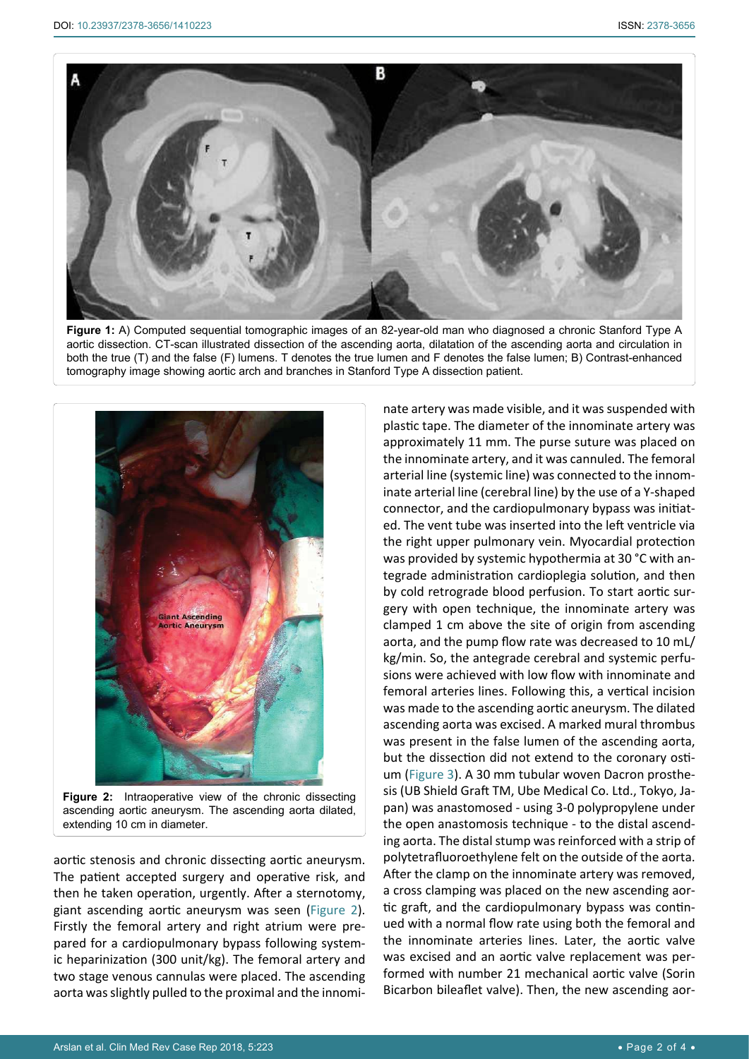**Figure 1:** A) Computed sequential tomographic images of an 82-year-old man who diagnosed a chronic Stanford Type A aortic dissection. CT-scan illustrated dissection of the ascending aorta, dilatation of the ascending aorta and circulation in both the true (T) and the false (F) lumens. T denotes the true lumen and F denotes the false lumen; B) Contrast-enhanced tomography image showing aortic arch and branches in Stanford Type A dissection patient.

**Figure 2:** Intraoperative view of the chronic dissecting ascending aortic aneurysm. The ascending aorta dilated, extending 10 cm in diameter.

aortic stenosis and chronic dissecting aortic aneurysm. The patient accepted surgery and operative risk, and then he taken operation, urgently. After a sternotomy, giant ascending aortic aneurysm was seen (Figure 2). Firstly the femoral artery and right atrium were prepared for a cardiopulmonary bypass following systemic heparinization (300 unit/kg). The femoral artery and two stage venous cannulas were placed. The ascending aorta was slightly pulled to the proximal and the innominate artery was made visible, and it was suspended with plastic tape. The diameter of the innominate artery was approximately 11 mm. The purse suture was placed on the innominate artery, and it was cannuled. The femoral arterial line (systemic line) was connected to the innominate arterial line (cerebral line) by the use of a Y-shaped connector, and the cardiopulmonary bypass was initiated. The vent tube was inserted into the left ventricle via the right upper pulmonary vein. Myocardial protection was provided by systemic hypothermia at 30 °C with antegrade administration cardioplegia solution, and then by cold retrograde blood perfusion. To start aortic surgery with open technique, the innominate artery was clamped 1 cm above the site of origin from ascending aorta, and the pump flow rate was decreased to 10 mL/kg/min. So, the antegrade cerebral and systemic perfusions were achieved with low flow with innominate and femoral arteries lines. Following this, a vertical incision was made to the ascending aortic aneurysm. The dilated ascending aorta was excised. A marked mural thrombus was present in the false lumen of the ascending aorta, but the dissection did not extend to the coronary ostium (Figure 3). A 30 mm tubular woven Dacron prosthesis (UB Shield Graft TM, Ube Medical Co. Ltd., Tokyo, Japan) was anastomosed - using 3-0 polypropylene under the open anastomosis technique - to the distal ascending aorta. The distal stump was reinforced with a strip of polytetrafluoroethylene felt on the outside of the aorta. After the clamp on the innominate artery was removed, a cross clamping was placed on the new ascending aortic graft, and the cardiopulmonary bypass was continued with a normal flow rate using both the femoral and the innominate arteries lines. Later, the aortic valve was excised and an aortic valve replacement was performed with number 21 mechanical aortic valve (Sorin Bicarbon bileaflet valve). Then, the new ascending aor-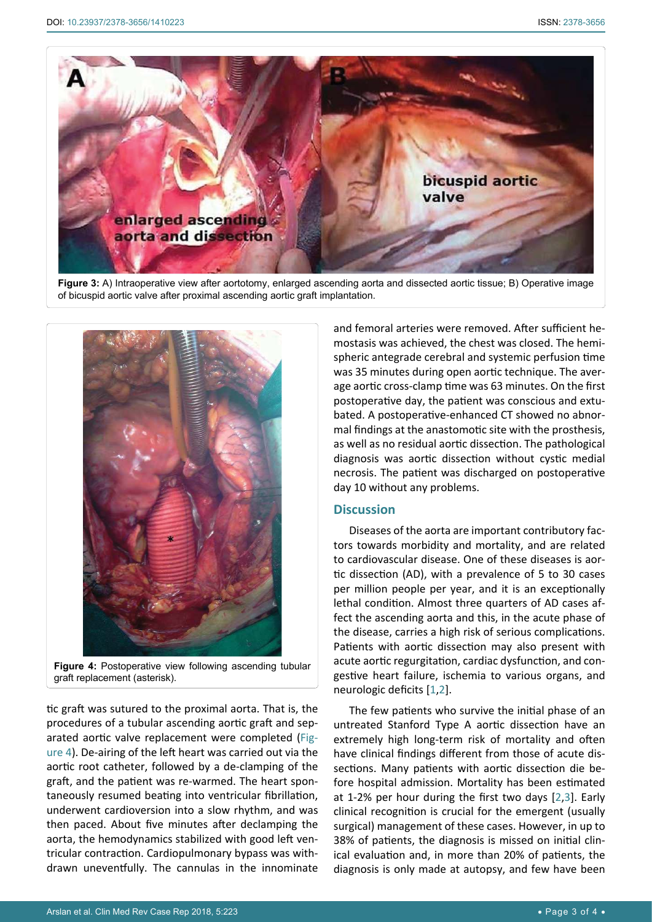Figure 3: A) Intraoperative view after aortotomy, enlarged ascending aorta and dissected aortic tissue; B) Operative image of bicuspid aortic valve after proximal ascending aortic graft implantation.

Figure 4: Postoperative view following ascending tubular graft replacement (asterisk).

tic graft was sutured to the proximal aorta. That is, the procedures of a tubular ascending aortic graft and separated aortic valve replacement were completed (Figure 4). De-airing of the left heart was carried out via the aortic root catheter, followed by a de-clamping of the graft, and the patient was re-warmed. The heart spontaneously resumed beating into ventricular fibrillation, underwent cardioversion into a slow rhythm, and was then paced. About five minutes after declamping the aorta, the hemodynamics stabilized with good left ventricular contraction. Cardiopulmonary bypass was withdrawn uneventfully. The cannulas in the innominate and femoral arteries were removed. After sufficient hemostasis was achieved, the chest was closed. The hemispheric antegrade cerebral and systemic perfusion time was 35 minutes during open aortic technique. The average aortic cross-clamp time was 63 minutes. On the first postoperative day, the patient was conscious and extubated. A postoperative-enhanced CT showed no abnormal findings at the anastomotic site with the prosthesis, as well as no residual aortic dissection. The pathological diagnosis was aortic dissection without cystic medial necrosis. The patient was discharged on postoperative day 10 without any problems.

## Discussion

Diseases of the aorta are important contributory factors towards morbidity and mortality, and are related to cardiovascular disease. One of these diseases is aortic dissection (AD), with a prevalence of 5 to 30 cases per million people per year, and it is an exceptionally lethal condition. Almost three quarters of AD cases affect the ascending aorta and this, in the acute phase of the disease, carries a high risk of serious complications. Patients with aortic dissection may also present with acute aortic regurgitation, cardiac dysfunction, and congestive heart failure, ischemia to various organs, and neurologic deficits [1,2].

The few patients who survive the initial phase of an untreated Stanford Type A aortic dissection have an extremely high long-term risk of mortality and often have clinical findings different from those of acute dissections. Many patients with aortic dissection die before hospital admission. Mortality has been estimated at 1-2% per hour during the first two days [2,3]. Early clinical recognition is crucial for the emergent (usually surgical) management of these cases. However, in up to 38% of patients, the diagnosis is missed on initial clinical evaluation and, in more than 20% of patients, the diagnosis is only made at autopsy, and few have been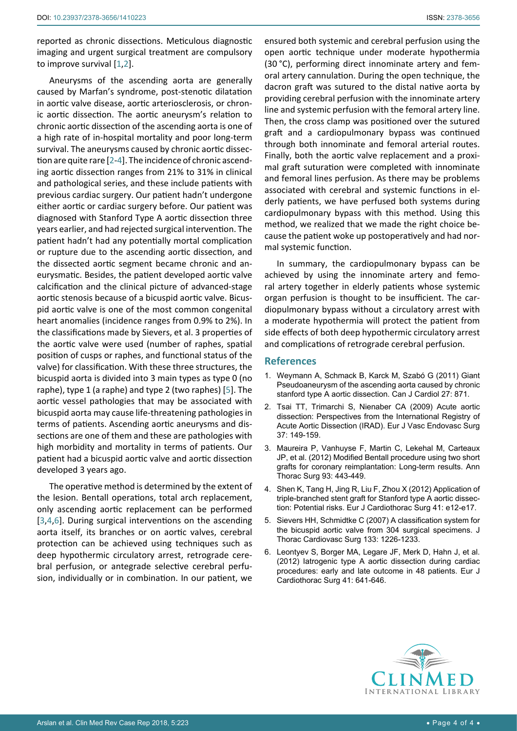reported as chronic dissections. Meticulous diagnostic imaging and urgent surgical treatment are compulsory to improve survival [1,2].

Aneurysms of the ascending aorta are generally caused by Marfan's syndrome, post-stenotic dilatation in aortic valve disease, aortic arteriosclerosis, or chronic aortic dissection. The aortic aneurysm's relation to chronic aortic dissection of the ascending aorta is one of a high rate of in-hospital mortality and poor long-term survival. The aneurysms caused by chronic aortic dissection are quite rare [2-4]. The incidence of chronic ascending aortic dissection ranges from 21% to 31% in clinical and pathological series, and these include patients with previous cardiac surgery. Our patient hadn't undergone either aortic or cardiac surgery before. Our patient was diagnosed with Stanford Type A aortic dissection three years earlier, and had rejected surgical intervention. The patient hadn't had any potentially mortal complication or rupture due to the ascending aortic dissection, and the dissected aortic segment became chronic and aneurysmatic. Besides, the patient developed aortic valve calcification and the clinical picture of advanced-stage aortic stenosis because of a bicuspid aortic valve. Bicuspid aortic valve is one of the most common congenital heart anomalies (incidence ranges from 0.9% to 2%). In the classifications made by Sievers, et al. 3 properties of the aortic valve were used (number of raphes, spatial position of cusps or raphes, and functional status of the valve) for classification. With these three structures, the bicuspid aorta is divided into 3 main types as type 0 (no raphe), type 1 (a raphe) and type 2 (two raphes) [5]. The aortic vessel pathologies that may be associated with bicuspid aorta may cause life-threatening pathologies in terms of patients. Ascending aortic aneurysms and dissections are one of them and these are pathologies with high morbidity and mortality in terms of patients. Our patient had a bicuspid aortic valve and aortic dissection developed 3 years ago.

The operative method is determined by the extent of the lesion. Bentall operations, total arch replacement, only ascending aortic replacement can be performed [3,4,6]. During surgical interventions on the ascending aorta itself, its branches or on aortic valves, cerebral protection can be achieved using techniques such as deep hypothermic circulatory arrest, retrograde cerebral perfusion, or antegrade selective cerebral perfusion, individually or in combination. In our patient, we ensured both systemic and cerebral perfusion using the open aortic technique under moderate hypothermia (30 °C), performing direct innominate artery and femoral artery cannulation. During the open technique, the dacron graft was sutured to the distal native aorta by providing cerebral perfusion with the innominate artery line and systemic perfusion with the femoral artery line. Then, the cross clamp was positioned over the sutured graft and a cardiopulmonary bypass was continued through both innominate and femoral arterial routes. Finally, both the aortic valve replacement and a proximal graft suturation were completed with innominate and femoral lines perfusion. As there may be problems associated with cerebral and systemic functions in elderly patients, we have perfused both systems during cardiopulmonary bypass with this method. Using this method, we realized that we made the right choice because the patient woke up postoperatively and had normal systemic function.

In summary, the cardiopulmonary bypass can be achieved by using the innominate artery and femoral artery together in elderly patients whose systemic organ perfusion is thought to be insufficient. The cardiopulmonary bypass without a circulatory arrest with a moderate hypothermia will protect the patient from side effects of both deep hypothermic circulatory arrest and complications of retrograde cerebral perfusion.

## References

1. Weymann A, Schmack B, Karck M, Szabó G (2011) Giant Pseudoaneurysm of the ascending aorta caused by chronic stanford type A aortic dissection. Can J Cardiol 27: 871.
2. Tsai TT, Trimarchi S, Nienaber CA (2009) Acute aortic dissection: Perspectives from the International Registry of Acute Aortic Dissection (IRAD). Eur J Vasc Endovasc Surg 37: 149-159.
3. Maureira P, Vanhuyse F, Martin C, Lekehal M, Carteaux JP, et al. (2012) Modified Bentall procedure using two short grafts for coronary reimplantation: Long-term results. Ann Thorac Surg 93: 443-449.
4. Shen K, Tang H, Jing R, Liu F, Zhou X (2012) Application of triple-branched stent graft for Stanford type A aortic dissection: Potential risks. Eur J Cardiothorac Surg 41: e12-e17.
5. Sievers HH, Schmidtke C (2007) A classification system for the bicuspid aortic valve from 304 surgical specimens. J Thorac Cardiovasc Surg 133: 1226-1233.
6. Leontyev S, Borger MA, Legare JF, Merk D, Hahn J, et al. (2012) Iatrogenic type A aortic dissection during cardiac procedures: early and late outcome in 48 patients. Eur J Cardiothorac Surg 41: 641-646.